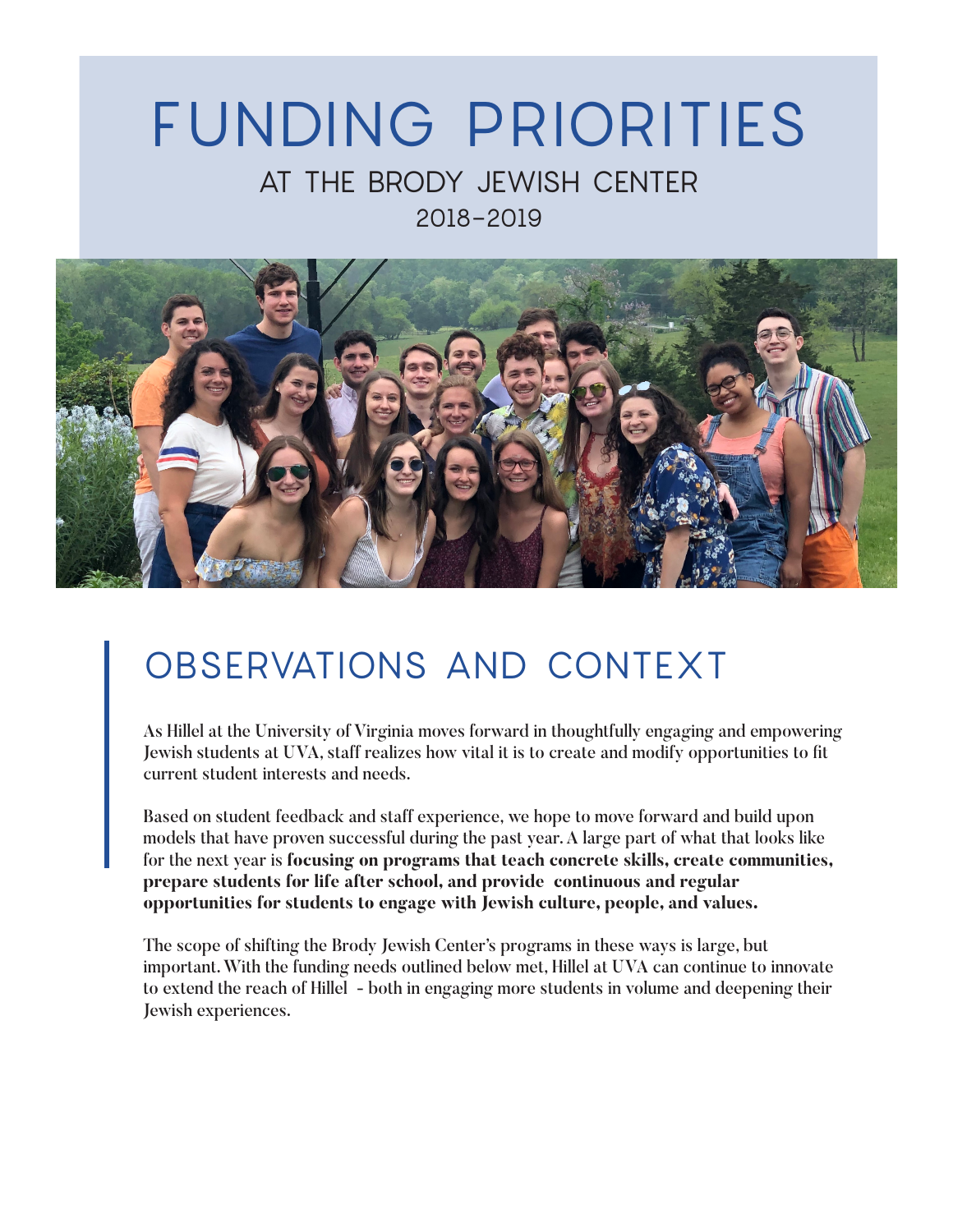# FUNDING PRIORITIES

## AT THE BRODY JEWISH CENTER

2018-2019

## OBSERVATIONS AND CONTEXT

As Hillel at the University of Virginia moves forward in thoughtfully engaging and empowering Jewish students at UVA, staff realizes how vital it is to create and modify opportunities to fit current student interests and needs.

Based on student feedback and staff experience, we hope to move forward and build upon models that have proven successful during the past year. A large part of what that looks like for the next year is **focusing on programs that teach concrete skills, create communities, prepare students for life after school, and provide continuous and regular opportunities for students to engage with Jewish culture, people, and values.**

The scope of shifting the Brody Jewish Center's programs in these ways is large, but important. With the funding needs outlined below met, Hillel at UVA can continue to innovate to extend the reach of Hillel - both in engaging more students in volume and deepening their Jewish experiences.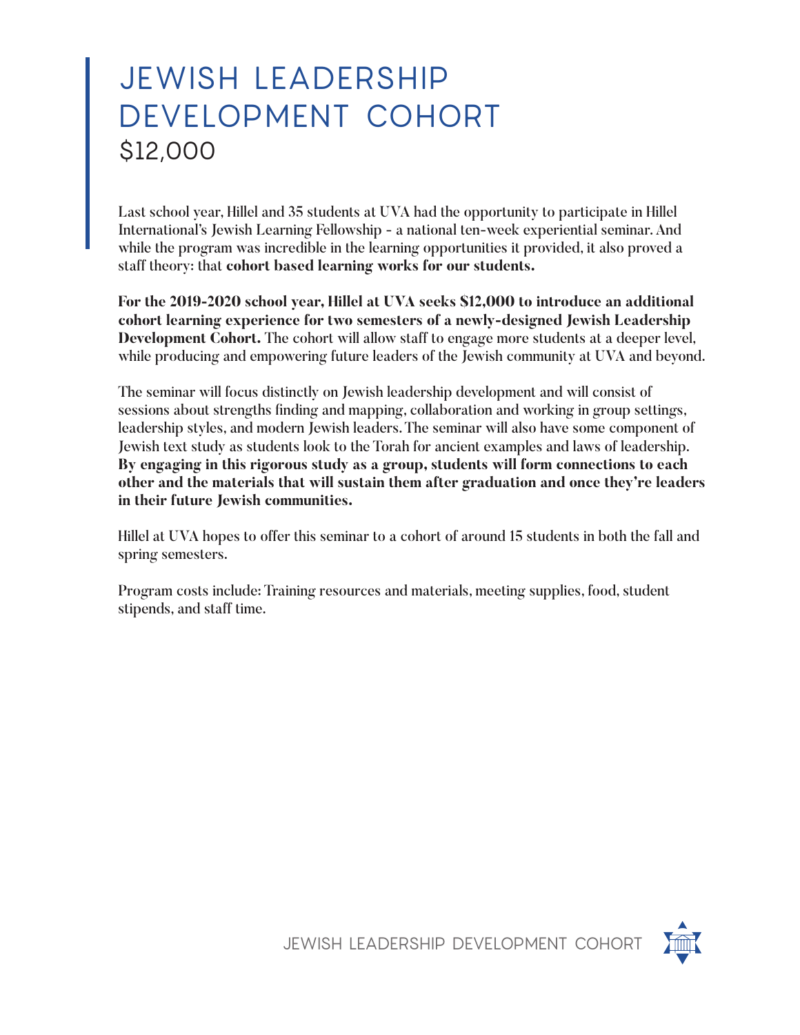# JEWISH LEADERSHIP DEVELOPMENT COHORT

## $12,000

Last school year, Hillel and 35 students at UVA had the opportunity to participate in Hillel International's Jewish Learning Fellowship - a national ten-week experiential seminar. And while the program was incredible in the learning opportunities it provided, it also proved a staff theory: that **cohort based learning works for our students.**

**For the 2019-2020 school year, Hillel at UVA seeks $12,000 to introduce an additional cohort learning experience for two semesters of a newly-designed Jewish Leadership Development Cohort.** The cohort will allow staff to engage more students at a deeper level, while producing and empowering future leaders of the Jewish community at UVA and beyond.

The seminar will focus distinctly on Jewish leadership development and will consist of sessions about strengths finding and mapping, collaboration and working in group settings, leadership styles, and modern Jewish leaders. The seminar will also have some component of Jewish text study as students look to the Torah for ancient examples and laws of leadership. **By engaging in this rigorous study as a group, students will form connections to each other and the materials that will sustain them after graduation and once they're leaders in their future Jewish communities.**

Hillel at UVA hopes to offer this seminar to a cohort of around 15 students in both the fall and spring semesters.

Program costs include: Training resources and materials, meeting supplies, food, student stipends, and staff time.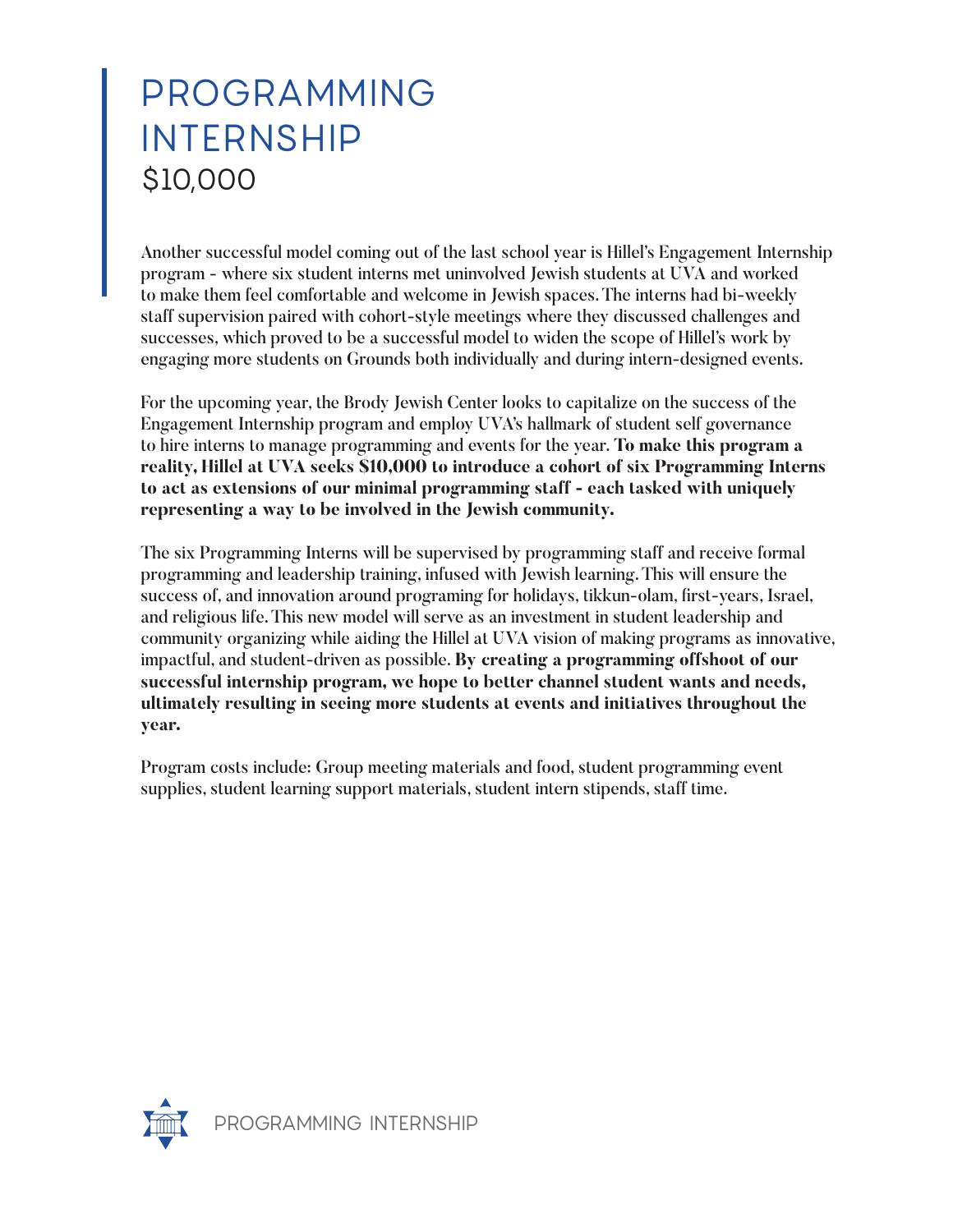# PROGRAMMING INTERNSHIP

## $10,000

Another successful model coming out of the last school year is Hillel's Engagement Internship program - where six student interns met uninvolved Jewish students at UVA and worked to make them feel comfortable and welcome in Jewish spaces. The interns had bi-weekly staff supervision paired with cohort-style meetings where they discussed challenges and successes, which proved to be a successful model to widen the scope of Hillel's work by engaging more students on Grounds both individually and during intern-designed events.

For the upcoming year, the Brody Jewish Center looks to capitalize on the success of the Engagement Internship program and employ UVA's hallmark of student self governance to hire interns to manage programming and events for the year. **To make this program a reality, Hillel at UVA seeks $10,000 to introduce a cohort of six Programming Interns to act as extensions of our minimal programming staff - each tasked with uniquely representing a way to be involved in the Jewish community.**

The six Programming Interns will be supervised by programming staff and receive formal programming and leadership training, infused with Jewish learning. This will ensure the success of, and innovation around programing for holidays, tikkun-olam, first-years, Israel, and religious life. This new model will serve as an investment in student leadership and community organizing while aiding the Hillel at UVA vision of making programs as innovative, impactful, and student-driven as possible. **By creating a programming offshoot of our successful internship program, we hope to better channel student wants and needs, ultimately resulting in seeing more students at events and initiatives throughout the year.**

Program costs include: Group meeting materials and food, student programming event supplies, student learning support materials, student intern stipends, staff time.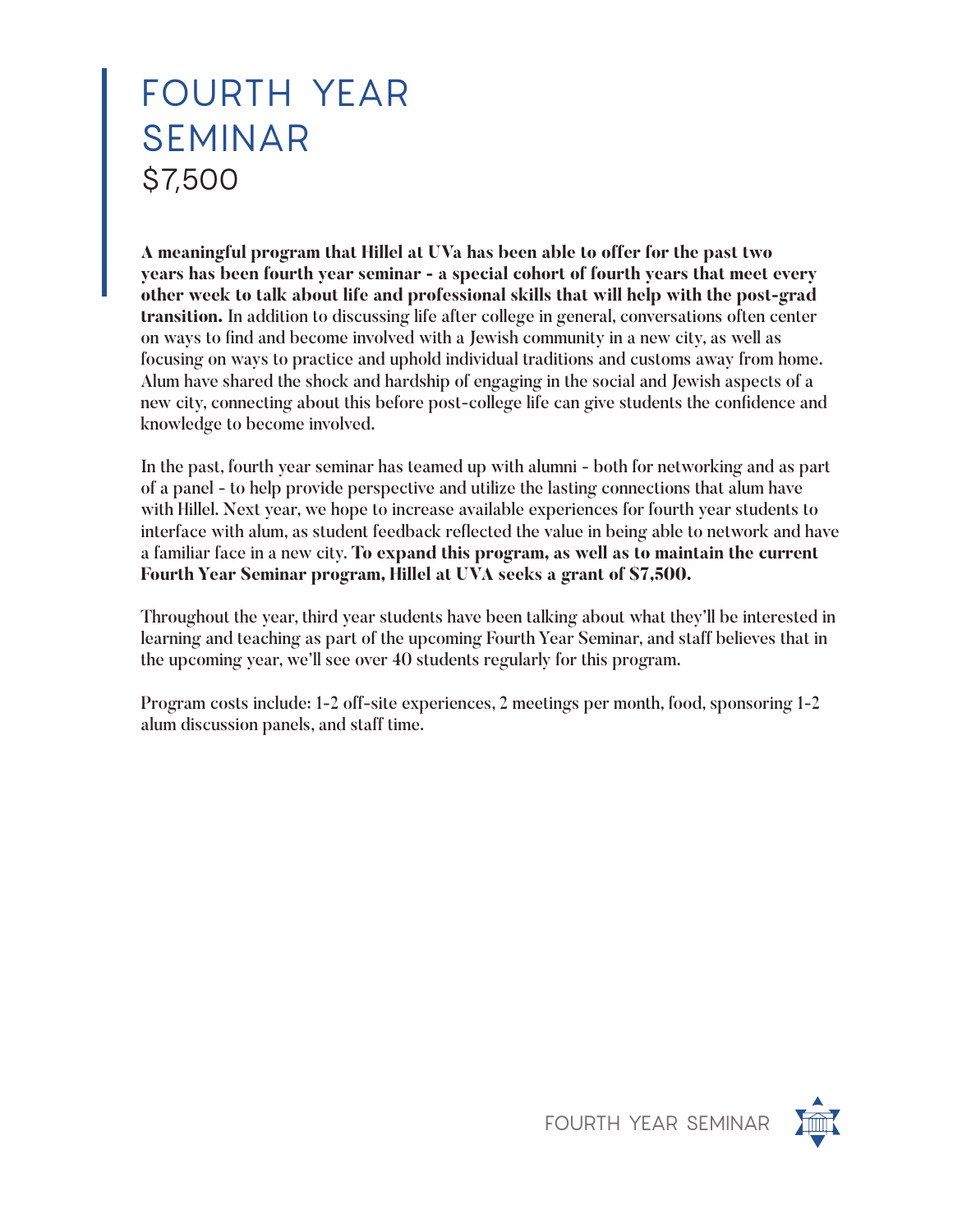# FOURTH YEAR SEMINAR
## $7,500

**A meaningful program that Hillel at UVa has been able to offer for the past two years has been fourth year seminar - a special cohort of fourth years that meet every other week to talk about life and professional skills that will help with the post-grad transition.** In addition to discussing life after college in general, conversations often center on ways to find and become involved with a Jewish community in a new city, as well as focusing on ways to practice and uphold individual traditions and customs away from home. Alum have shared the shock and hardship of engaging in the social and Jewish aspects of a new city, connecting about this before post-college life can give students the confidence and knowledge to become involved.

In the past, fourth year seminar has teamed up with alumni - both for networking and as part of a panel - to help provide perspective and utilize the lasting connections that alum have with Hillel. Next year, we hope to increase available experiences for fourth year students to interface with alum, as student feedback reflected the value in being able to network and have a familiar face in a new city. **To expand this program, as well as to maintain the current Fourth Year Seminar program, Hillel at UVA seeks a grant of $7,500.**

Throughout the year, third year students have been talking about what they'll be interested in learning and teaching as part of the upcoming Fourth Year Seminar, and staff believes that in the upcoming year, we'll see over 40 students regularly for this program.

Program costs include: 1-2 off-site experiences, 2 meetings per month, food, sponsoring 1-2 alum discussion panels, and staff time.